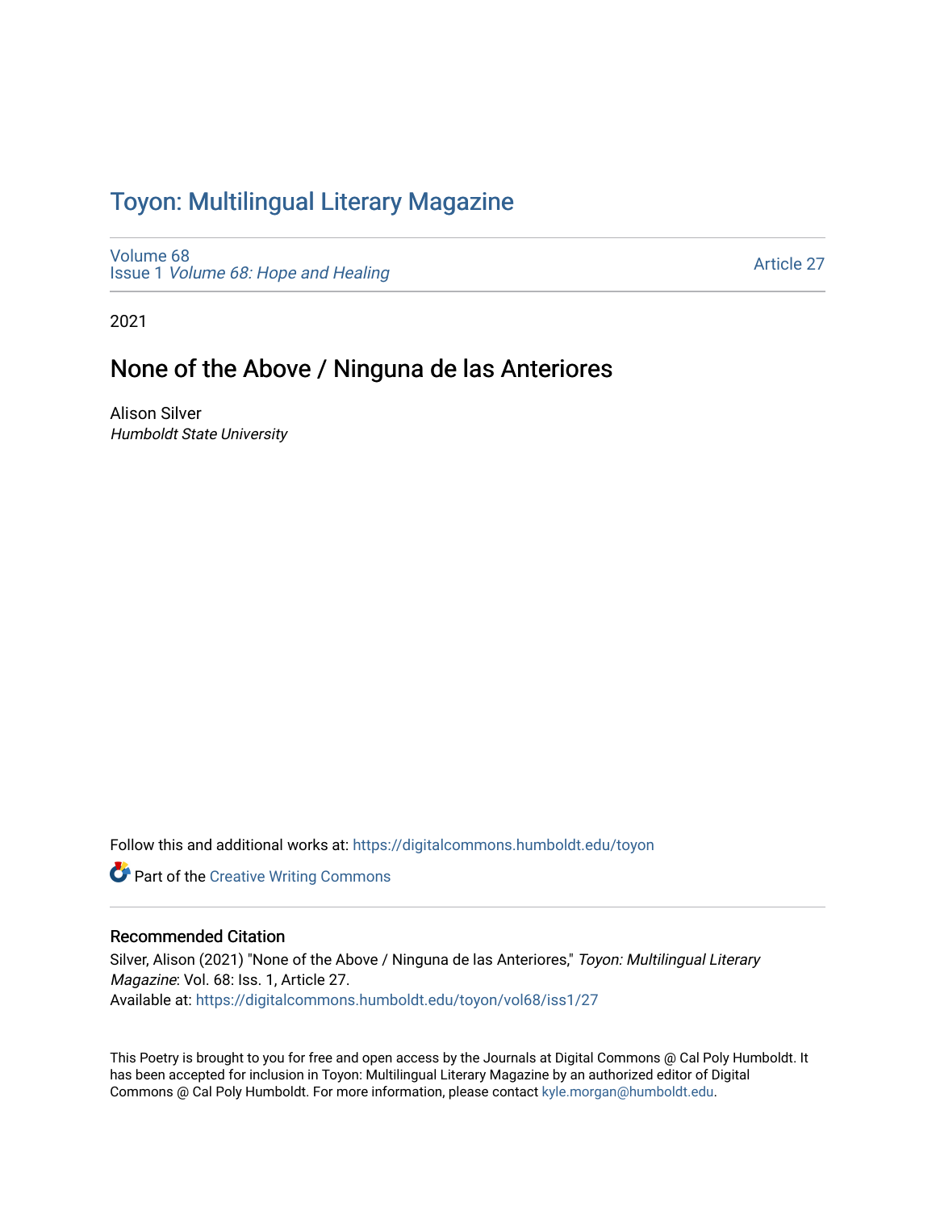# Toyon: Multilingual Literary Magazine

Volume 68
Issue 1 *Volume 68: Hope and Healing*

Article 27

2021

## None of the Above / Ninguna de las Anteriores

Alison Silver
*Humboldt State University*

Follow this and additional works at: https://digitalcommons.humboldt.edu/toyon

Part of the Creative Writing Commons

### Recommended Citation

Silver, Alison (2021) "None of the Above / Ninguna de las Anteriores," *Toyon: Multilingual Literary Magazine*: Vol. 68: Iss. 1, Article 27.
Available at: https://digitalcommons.humboldt.edu/toyon/vol68/iss1/27

This Poetry is brought to you for free and open access by the Journals at Digital Commons @ Cal Poly Humboldt. It has been accepted for inclusion in Toyon: Multilingual Literary Magazine by an authorized editor of Digital Commons @ Cal Poly Humboldt. For more information, please contact kyle.morgan@humboldt.edu.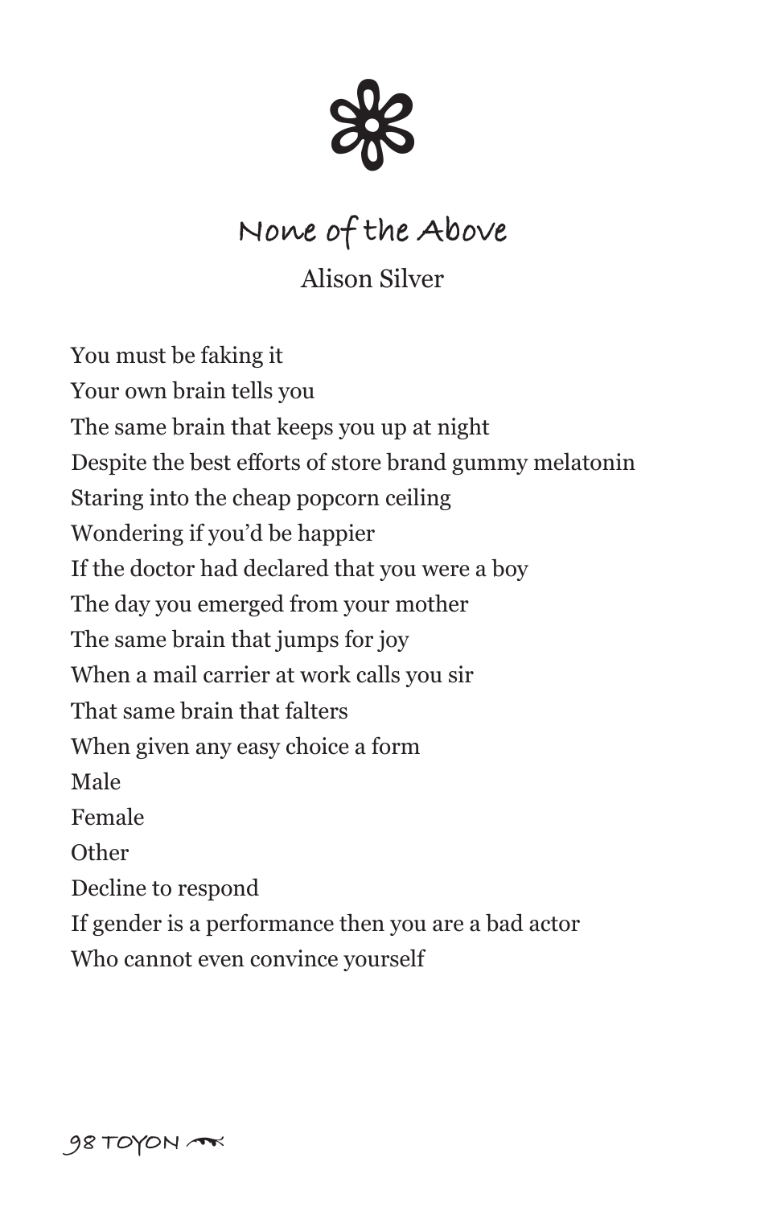# None of the Above

Alison Silver

You must be faking it
Your own brain tells you
The same brain that keeps you up at night
Despite the best efforts of store brand gummy melatonin
Staring into the cheap popcorn ceiling
Wondering if you'd be happier
If the doctor had declared that you were a boy
The day you emerged from your mother
The same brain that jumps for joy
When a mail carrier at work calls you sir
That same brain that falters
When given any easy choice a form
Male
Female
Other
Decline to respond
If gender is a performance then you are a bad actor
Who cannot even convince yourself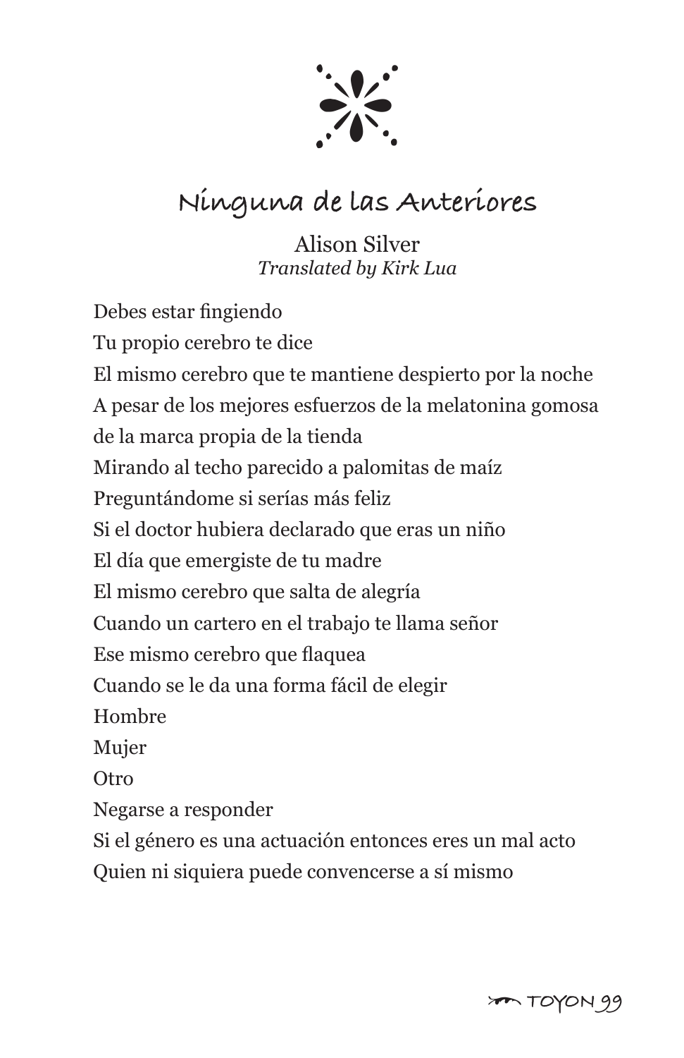# Ninguna de las Anteriores

Alison Silver
*Translated by Kirk Lua*

Debes estar fingiendo
Tu propio cerebro te dice
El mismo cerebro que te mantiene despierto por la noche
A pesar de los mejores esfuerzos de la melatonina gomosa
de la marca propia de la tienda
Mirando al techo parecido a palomitas de maíz
Preguntándome si serías más feliz
Si el doctor hubiera declarado que eras un niño
El día que emergiste de tu madre
El mismo cerebro que salta de alegría
Cuando un cartero en el trabajo te llama señor
Ese mismo cerebro que flaquea
Cuando se le da una forma fácil de elegir
Hombre
Mujer
Otro
Negarse a responder
Si el género es una actuación entonces eres un mal acto
Quien ni siquiera puede convencerse a sí mismo